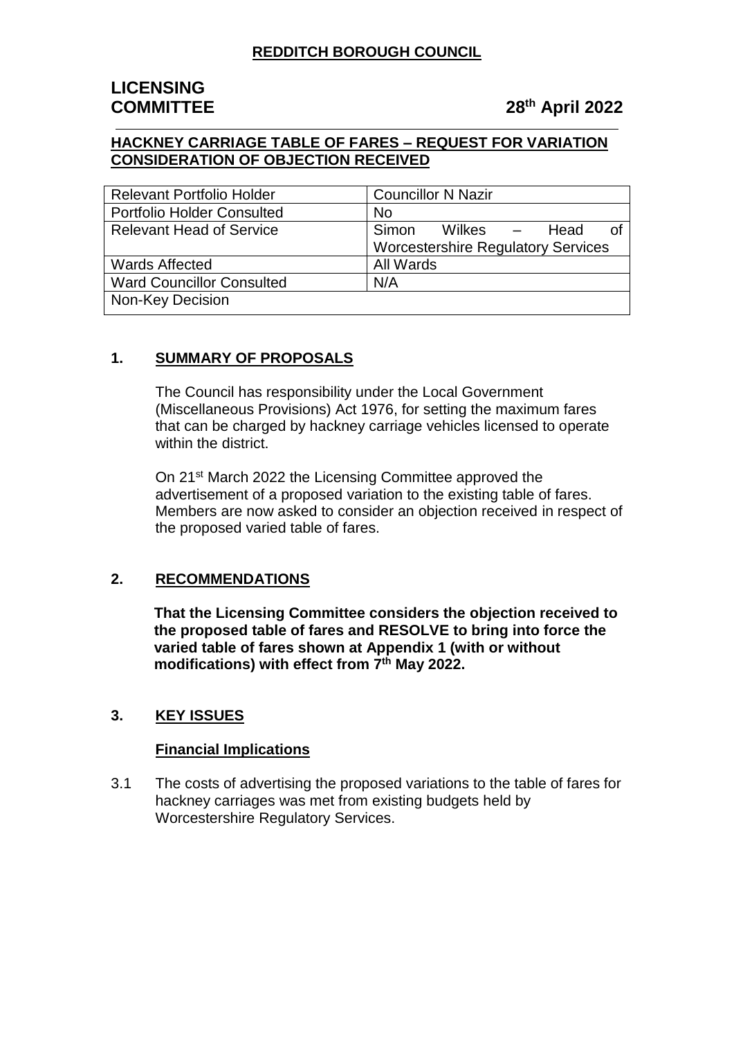**REDDITCH BOROUGH COUNCIL**

# LICENSING COMMITTEE

**28th April 2022**

**HACKNEY CARRIAGE TABLE OF FARES – REQUEST FOR VARIATION CONSIDERATION OF OBJECTION RECEIVED**

| Relevant Portfolio Holder | Councillor N Nazir |
|---|---|
| Portfolio Holder Consulted | No |
| Relevant Head of Service | Simon Wilkes – Head of Worcestershire Regulatory Services |
| Wards Affected | All Wards |
| Ward Councillor Consulted | N/A |
| Non-Key Decision | |

## 1. SUMMARY OF PROPOSALS

The Council has responsibility under the Local Government (Miscellaneous Provisions) Act 1976, for setting the maximum fares that can be charged by hackney carriage vehicles licensed to operate within the district.

On 21st March 2022 the Licensing Committee approved the advertisement of a proposed variation to the existing table of fares. Members are now asked to consider an objection received in respect of the proposed varied table of fares.

## 2. RECOMMENDATIONS

**That the Licensing Committee considers the objection received to the proposed table of fares and RESOLVE to bring into force the varied table of fares shown at Appendix 1 (with or without modifications) with effect from 7th May 2022.**

## 3. KEY ISSUES

### Financial Implications

3.1 The costs of advertising the proposed variations to the table of fares for hackney carriages was met from existing budgets held by Worcestershire Regulatory Services.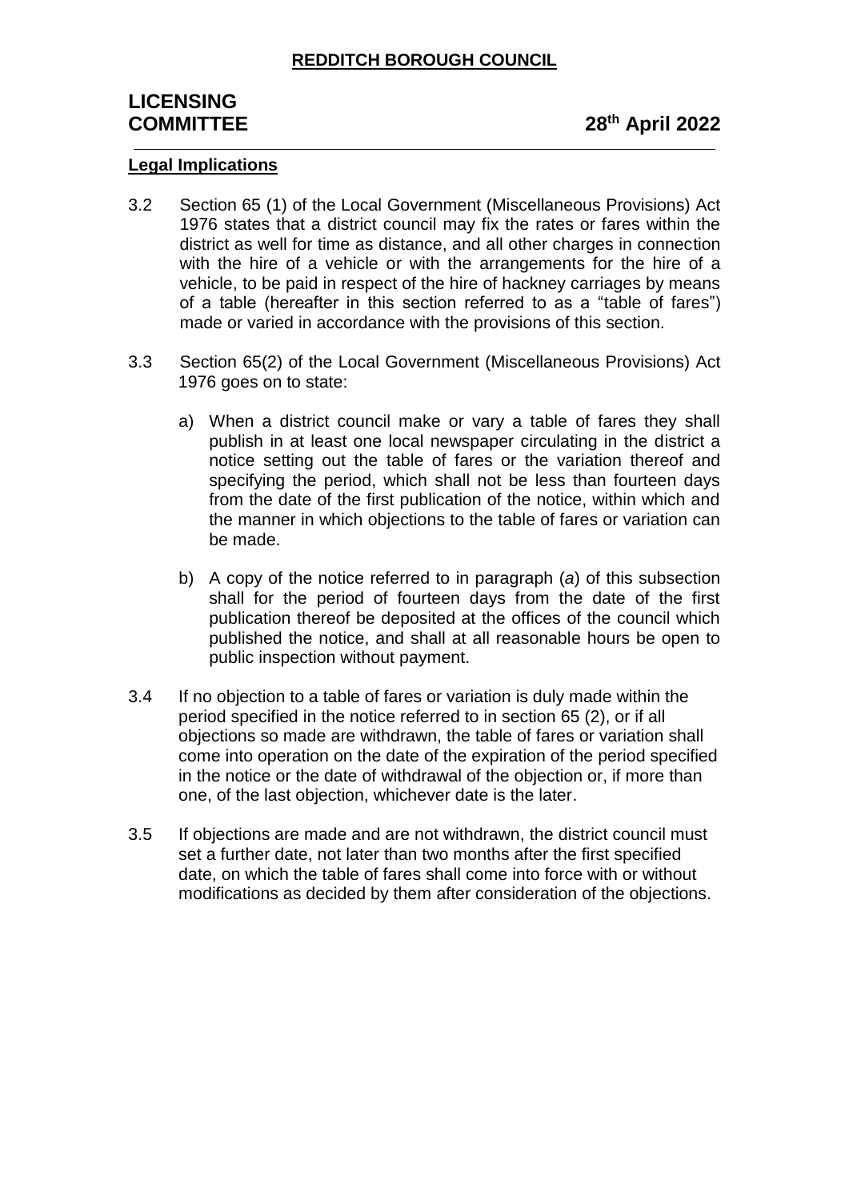**Legal Implications**

3.2 Section 65 (1) of the Local Government (Miscellaneous Provisions) Act 1976 states that a district council may fix the rates or fares within the district as well for time as distance, and all other charges in connection with the hire of a vehicle or with the arrangements for the hire of a vehicle, to be paid in respect of the hire of hackney carriages by means of a table (hereafter in this section referred to as a "table of fares") made or varied in accordance with the provisions of this section.

3.3 Section 65(2) of the Local Government (Miscellaneous Provisions) Act 1976 goes on to state:

a) When a district council make or vary a table of fares they shall publish in at least one local newspaper circulating in the district a notice setting out the table of fares or the variation thereof and specifying the period, which shall not be less than fourteen days from the date of the first publication of the notice, within which and the manner in which objections to the table of fares or variation can be made.

b) A copy of the notice referred to in paragraph (*a*) of this subsection shall for the period of fourteen days from the date of the first publication thereof be deposited at the offices of the council which published the notice, and shall at all reasonable hours be open to public inspection without payment.

3.4 If no objection to a table of fares or variation is duly made within the period specified in the notice referred to in section 65 (2), or if all objections so made are withdrawn, the table of fares or variation shall come into operation on the date of the expiration of the period specified in the notice or the date of withdrawal of the objection or, if more than one, of the last objection, whichever date is the later.

3.5 If objections are made and are not withdrawn, the district council must set a further date, not later than two months after the first specified date, on which the table of fares shall come into force with or without modifications as decided by them after consideration of the objections.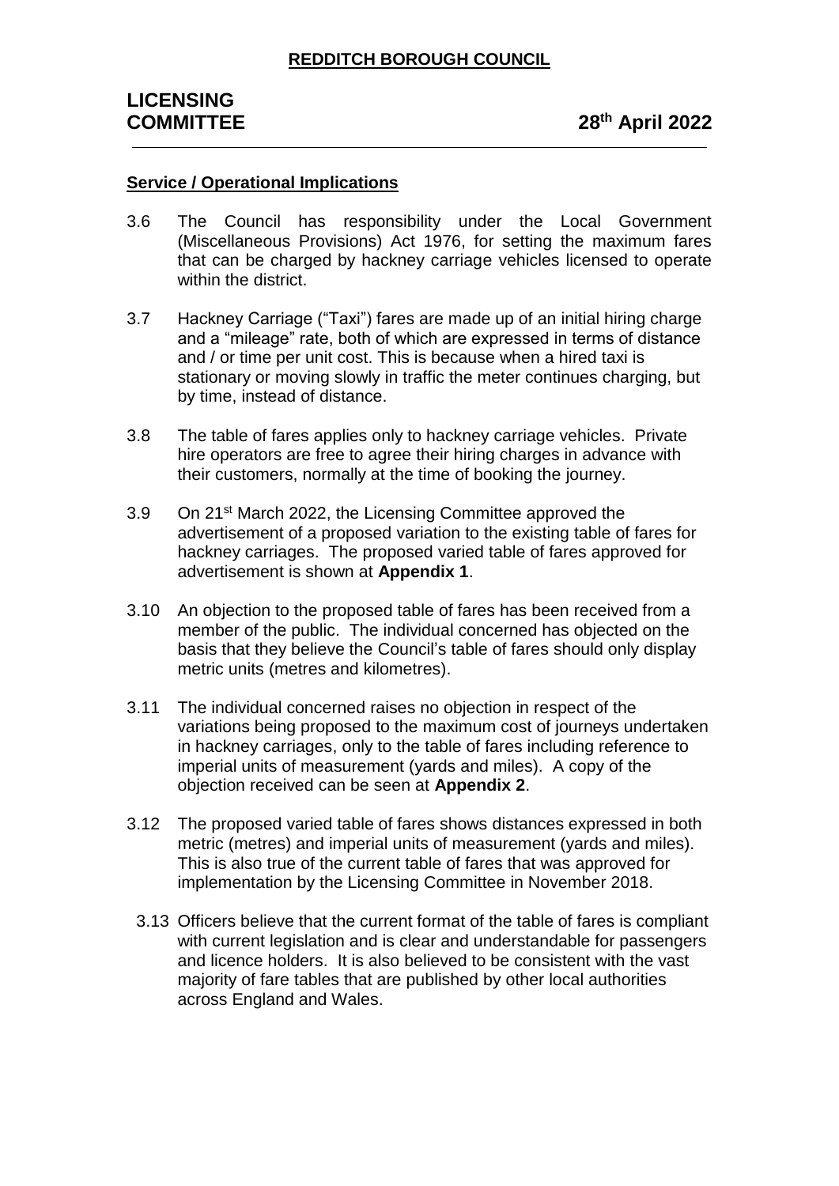**Service / Operational Implications**

3.6 The Council has responsibility under the Local Government (Miscellaneous Provisions) Act 1976, for setting the maximum fares that can be charged by hackney carriage vehicles licensed to operate within the district.

3.7 Hackney Carriage ("Taxi") fares are made up of an initial hiring charge and a "mileage" rate, both of which are expressed in terms of distance and / or time per unit cost. This is because when a hired taxi is stationary or moving slowly in traffic the meter continues charging, but by time, instead of distance.

3.8 The table of fares applies only to hackney carriage vehicles. Private hire operators are free to agree their hiring charges in advance with their customers, normally at the time of booking the journey.

3.9 On 21st March 2022, the Licensing Committee approved the advertisement of a proposed variation to the existing table of fares for hackney carriages. The proposed varied table of fares approved for advertisement is shown at **Appendix 1**.

3.10 An objection to the proposed table of fares has been received from a member of the public. The individual concerned has objected on the basis that they believe the Council's table of fares should only display metric units (metres and kilometres).

3.11 The individual concerned raises no objection in respect of the variations being proposed to the maximum cost of journeys undertaken in hackney carriages, only to the table of fares including reference to imperial units of measurement (yards and miles). A copy of the objection received can be seen at **Appendix 2**.

3.12 The proposed varied table of fares shows distances expressed in both metric (metres) and imperial units of measurement (yards and miles). This is also true of the current table of fares that was approved for implementation by the Licensing Committee in November 2018.

3.13 Officers believe that the current format of the table of fares is compliant with current legislation and is clear and understandable for passengers and licence holders. It is also believed to be consistent with the vast majority of fare tables that are published by other local authorities across England and Wales.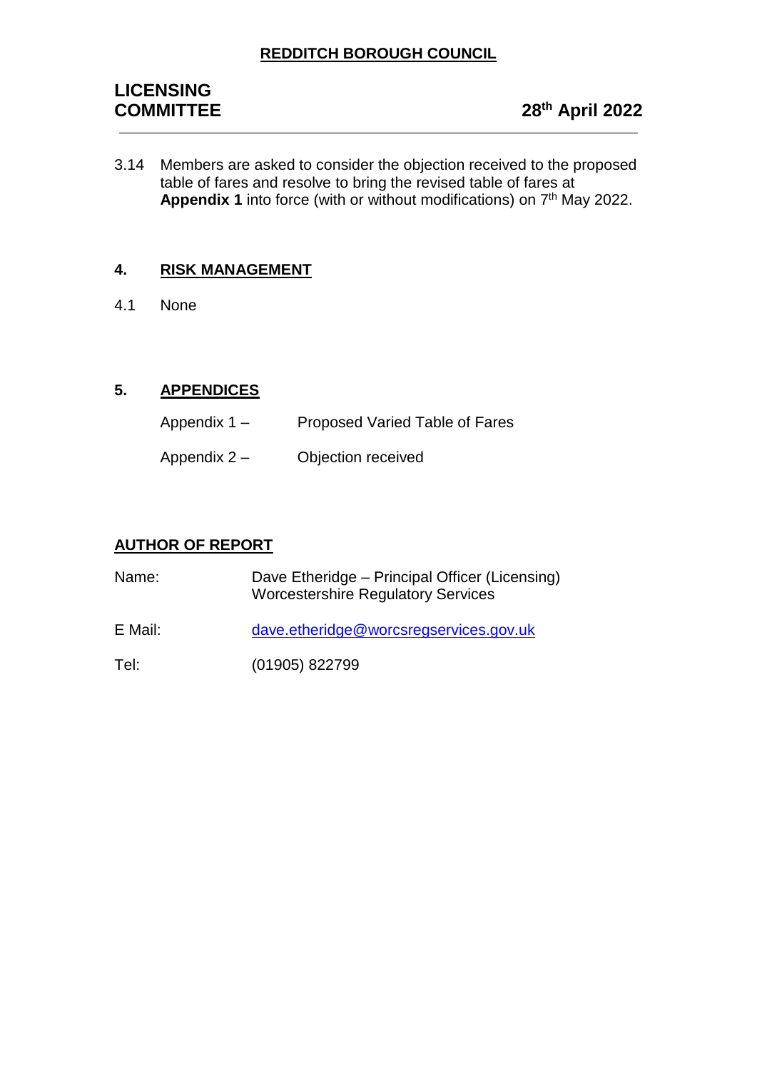3.14 Members are asked to consider the objection received to the proposed table of fares and resolve to bring the revised table of fares at **Appendix 1** into force (with or without modifications) on 7th May 2022.

## 4. RISK MANAGEMENT

4.1 None

## 5. APPENDICES

Appendix 1 – Proposed Varied Table of Fares

Appendix 2 – Objection received

## AUTHOR OF REPORT

Name: Dave Etheridge – Principal Officer (Licensing)
Worcestershire Regulatory Services

E Mail: dave.etheridge@worcsregservices.gov.uk

Tel: (01905) 822799